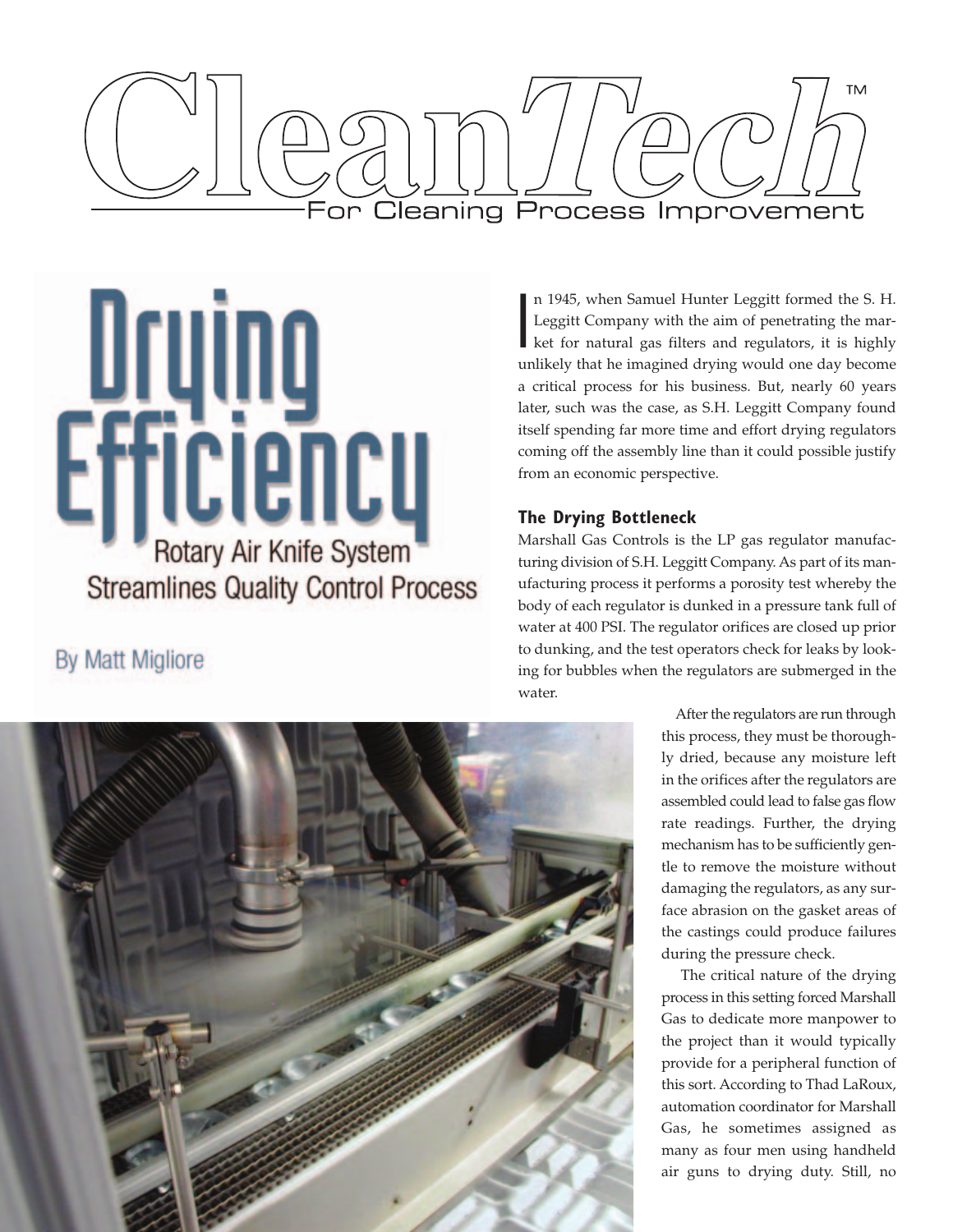# CleanTech™

For Cleaning Process Improvement

# Drying Efficiency

## Rotary Air Knife System Streamlines Quality Control Process

By Matt Migliore

In 1945, when Samuel Hunter Leggitt formed the S. H. Leggitt Company with the aim of penetrating the market for natural gas filters and regulators, it is highly unlikely that he imagined drying would one day become a critical process for his business. But, nearly 60 years later, such was the case, as S.H. Leggitt Company found itself spending far more time and effort drying regulators coming off the assembly line than it could possible justify from an economic perspective.

### The Drying Bottleneck

Marshall Gas Controls is the LP gas regulator manufacturing division of S.H. Leggitt Company. As part of its manufacturing process it performs a porosity test whereby the body of each regulator is dunked in a pressure tank full of water at 400 PSI. The regulator orifices are closed up prior to dunking, and the test operators check for leaks by looking for bubbles when the regulators are submerged in the water.

After the regulators are run through this process, they must be thoroughly dried, because any moisture left in the orifices after the regulators are assembled could lead to false gas flow rate readings. Further, the drying mechanism has to be sufficiently gentle to remove the moisture without damaging the regulators, as any surface abrasion on the gasket areas of the castings could produce failures during the pressure check.

The critical nature of the drying process in this setting forced Marshall Gas to dedicate more manpower to the project than it would typically provide for a peripheral function of this sort. According to Thad LaRoux, automation coordinator for Marshall Gas, he sometimes assigned as many as four men using handheld air guns to drying duty. Still, no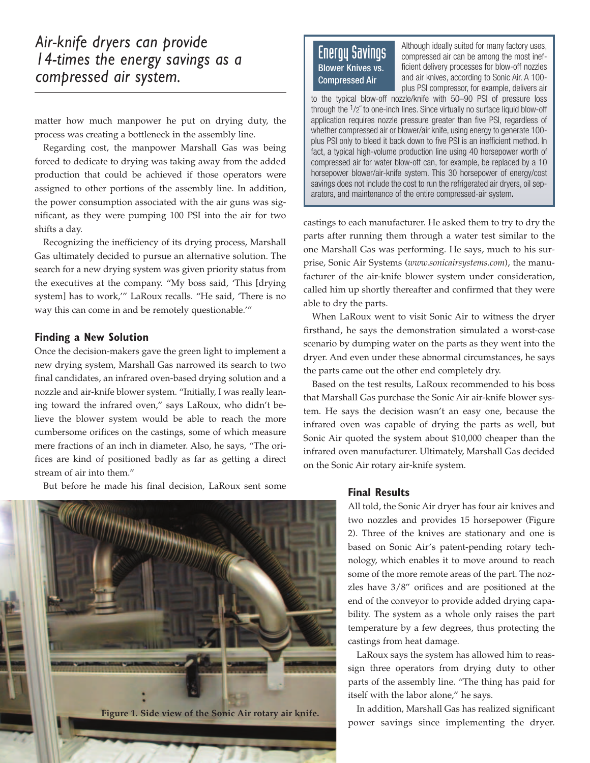*Air-knife dryers can provide 14-times the energy savings as a compressed air system.*

matter how much manpower he put on drying duty, the process was creating a bottleneck in the assembly line.

Regarding cost, the manpower Marshall Gas was being forced to dedicate to drying was taking away from the added production that could be achieved if those operators were assigned to other portions of the assembly line. In addition, the power consumption associated with the air guns was significant, as they were pumping 100 PSI into the air for two shifts a day.

Recognizing the inefficiency of its drying process, Marshall Gas ultimately decided to pursue an alternative solution. The search for a new drying system was given priority status from the executives at the company. "My boss said, 'This [drying system] has to work,'" LaRoux recalls. "He said, 'There is no way this can come in and be remotely questionable.'"

## Finding a New Solution

Once the decision-makers gave the green light to implement a new drying system, Marshall Gas narrowed its search to two final candidates, an infrared oven-based drying solution and a nozzle and air-knife blower system. "Initially, I was really leaning toward the infrared oven," says LaRoux, who didn't believe the blower system would be able to reach the more cumbersome orifices on the castings, some of which measure mere fractions of an inch in diameter. Also, he says, "The orifices are kind of positioned badly as far as getting a direct stream of air into them."

But before he made his final decision, LaRoux sent some castings to each manufacturer. He asked them to try to dry the parts after running them through a water test similar to the one Marshall Gas was performing. He says, much to his surprise, Sonic Air Systems (*www.sonicairsystems.com*), the manufacturer of the air-knife blower system under consideration, called him up shortly thereafter and confirmed that they were able to dry the parts.

When LaRoux went to visit Sonic Air to witness the dryer firsthand, he says the demonstration simulated a worst-case scenario by dumping water on the parts as they went into the dryer. And even under these abnormal circumstances, he says the parts came out the other end completely dry.

Based on the test results, LaRoux recommended to his boss that Marshall Gas purchase the Sonic Air air-knife blower system. He says the decision wasn't an easy one, because the infrared oven was capable of drying the parts as well, but Sonic Air quoted the system about $10,000 cheaper than the infrared oven manufacturer. Ultimately, Marshall Gas decided on the Sonic Air rotary air-knife system.

### Energy Savings
**Blower Knives vs. Compressed Air**

Although ideally suited for many factory uses, compressed air can be among the most inefficient delivery processes for blow-off nozzles and air knives, according to Sonic Air. A 100-plus PSI compressor, for example, delivers air to the typical blow-off nozzle/knife with 50–90 PSI of pressure loss through the 1/2″ to one-inch lines. Since virtually no surface liquid blow-off application requires nozzle pressure greater than five PSI, regardless of whether compressed air or blower/air knife, using energy to generate 100-plus PSI only to bleed it back down to five PSI is an inefficient method. In fact, a typical high-volume production line using 40 horsepower worth of compressed air for water blow-off can, for example, be replaced by a 10 horsepower blower/air-knife system. This 30 horsepower of energy/cost savings does not include the cost to run the refrigerated air dryers, oil separators, and maintenance of the entire compressed-air system.

Figure 1. Side view of the Sonic Air rotary air knife.

## Final Results

All told, the Sonic Air dryer has four air knives and two nozzles and provides 15 horsepower (Figure 2). Three of the knives are stationary and one is based on Sonic Air's patent-pending rotary technology, which enables it to move around to reach some of the more remote areas of the part. The nozzles have 3/8" orifices and are positioned at the end of the conveyor to provide added drying capability. The system as a whole only raises the part temperature by a few degrees, thus protecting the castings from heat damage.

LaRoux says the system has allowed him to reassign three operators from drying duty to other parts of the assembly line. "The thing has paid for itself with the labor alone," he says.

In addition, Marshall Gas has realized significant power savings since implementing the dryer.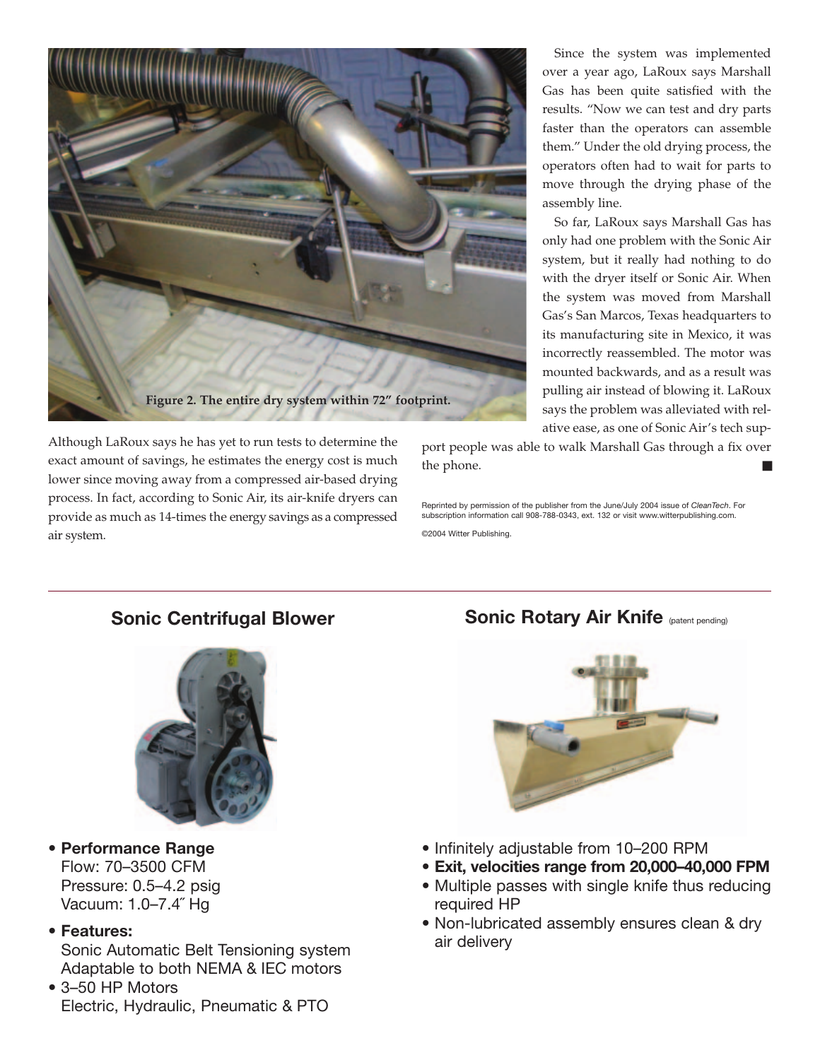Figure 2. The entire dry system within 72” footprint.

Since the system was implemented over a year ago, LaRoux says Marshall Gas has been quite satisfied with the results. “Now we can test and dry parts faster than the operators can assemble them.” Under the old drying process, the operators often had to wait for parts to move through the drying phase of the assembly line.

So far, LaRoux says Marshall Gas has only had one problem with the Sonic Air system, but it really had nothing to do with the dryer itself or Sonic Air. When the system was moved from Marshall Gas’s San Marcos, Texas headquarters to its manufacturing site in Mexico, it was incorrectly reassembled. The motor was mounted backwards, and as a result was pulling air instead of blowing it. LaRoux says the problem was alleviated with relative ease, as one of Sonic Air’s tech support people was able to walk Marshall Gas through a fix over the phone. ■

Although LaRoux says he has yet to run tests to determine the exact amount of savings, he estimates the energy cost is much lower since moving away from a compressed air-based drying process. In fact, according to Sonic Air, its air-knife dryers can provide as much as 14-times the energy savings as a compressed air system.

Reprinted by permission of the publisher from the June/July 2004 issue of *CleanTech*. For subscription information call 908-788-0343, ext. 132 or visit www.witterpublishing.com.

©2004 Witter Publishing.

---

## Sonic Centrifugal Blower

- **Performance Range**
  Flow: 70–3500 CFM
  Pressure: 0.5–4.2 psig
  Vacuum: 1.0–7.4˝ Hg
- **Features:**
  Sonic Automatic Belt Tensioning system
  Adaptable to both NEMA & IEC motors
- 3–50 HP Motors
  Electric, Hydraulic, Pneumatic & PTO

## Sonic Rotary Air Knife (patent pending)

- Infinitely adjustable from 10–200 RPM
- **Exit, velocities range from 20,000–40,000 FPM**
- Multiple passes with single knife thus reducing required HP
- Non-lubricated assembly ensures clean & dry air delivery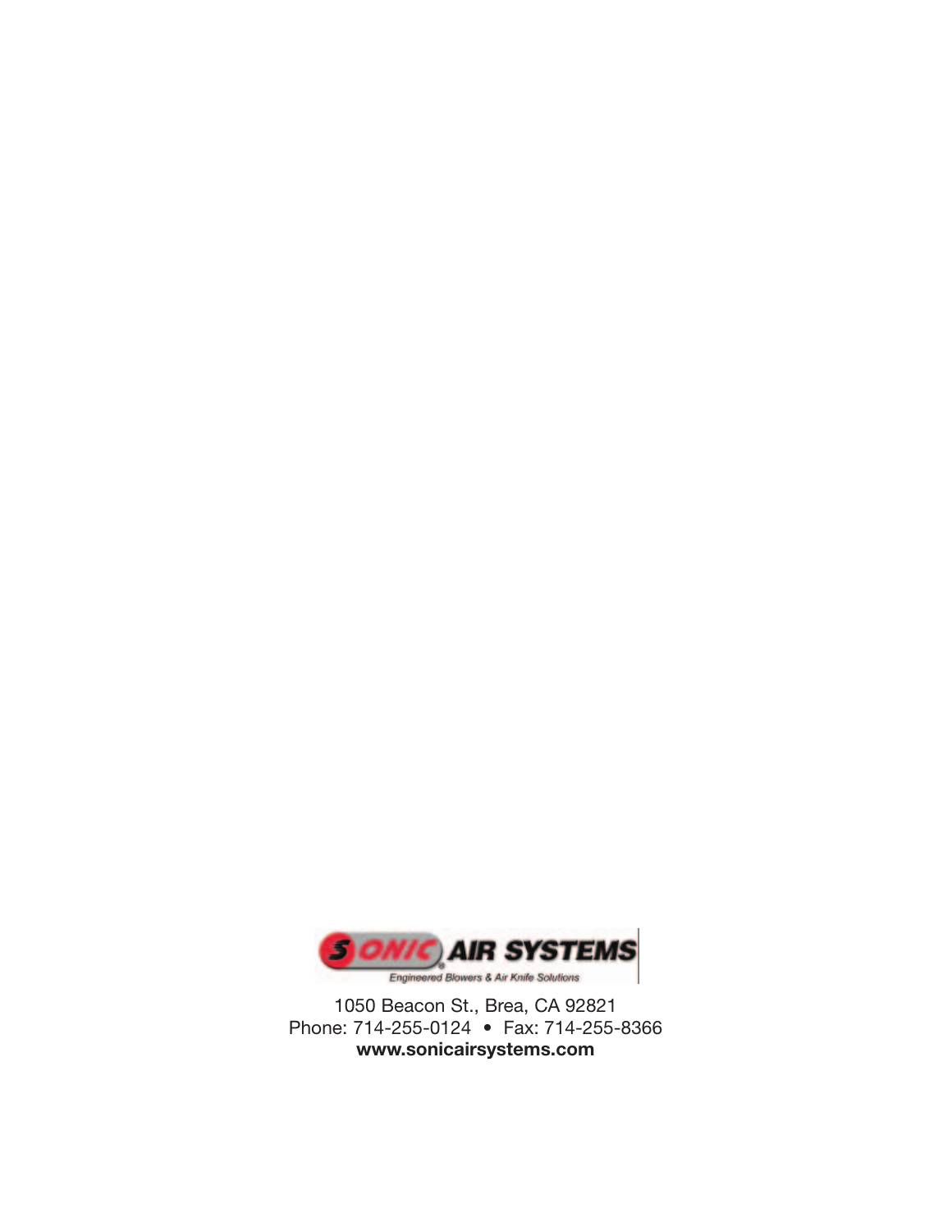SONIC AIR SYSTEMS

Engineered Blowers & Air Knife Solutions

1050 Beacon St., Brea, CA 92821

Phone: 714-255-0124 • Fax: 714-255-8366

**www.sonicairsystems.com**